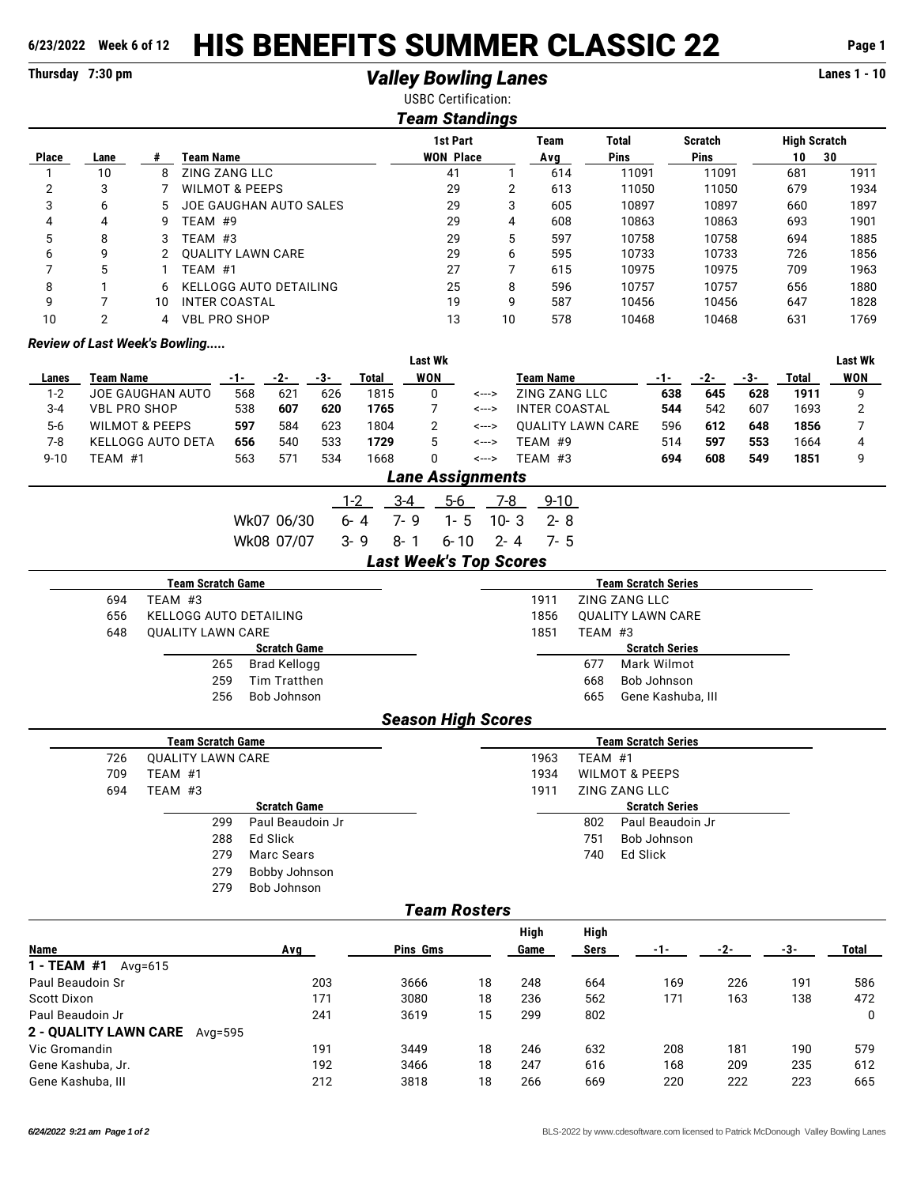6/23/2022 Week 6 of 12

# HIS BENEFITS SUMMER CLASSIC 22

Thursday 7:30 pm

## *Valley Bowling Lanes*

Lanes 1 - 10

USBC Certification:

### *Team Standings*

| Place | Lane | # | Team Name | 1st Part WON | Place | Team Avg | Total Pins | Scratch Pins | High Scratch 10 | High Scratch 30 |
|---|---|---|---|---|---|---|---|---|---|---|
| 1 | 10 | 8 | ZING ZANG LLC | 41 | 1 | 614 | 11091 | 11091 | 681 | 1911 |
| 2 | 3 | 7 | WILMOT & PEEPS | 29 | 2 | 613 | 11050 | 11050 | 679 | 1934 |
| 3 | 6 | 5 | JOE GAUGHAN AUTO SALES | 29 | 3 | 605 | 10897 | 10897 | 660 | 1897 |
| 4 | 4 | 9 | TEAM #9 | 29 | 4 | 608 | 10863 | 10863 | 693 | 1901 |
| 5 | 8 | 3 | TEAM #3 | 29 | 5 | 597 | 10758 | 10758 | 694 | 1885 |
| 6 | 9 | 2 | QUALITY LAWN CARE | 29 | 6 | 595 | 10733 | 10733 | 726 | 1856 |
| 7 | 5 | 1 | TEAM #1 | 27 | 7 | 615 | 10975 | 10975 | 709 | 1963 |
| 8 | 1 | 6 | KELLOGG AUTO DETAILING | 25 | 8 | 596 | 10757 | 10757 | 656 | 1880 |
| 9 | 7 | 10 | INTER COASTAL | 19 | 9 | 587 | 10456 | 10456 | 647 | 1828 |
| 10 | 2 | 4 | VBL PRO SHOP | 13 | 10 | 578 | 10468 | 10468 | 631 | 1769 |

***Review of Last Week's Bowling.....***

| Lanes | Team Name | -1- | -2- | -3- | Total | Last Wk WON | | Team Name | -1- | -2- | -3- | Total | Last Wk WON |
|---|---|---|---|---|---|---|---|---|---|---|---|---|---|
| 1-2 | JOE GAUGHAN AUTO | 568 | 621 | 626 | 1815 | 0 | <---> | ZING ZANG LLC | **638** | **645** | **628** | **1911** | 9 |
| 3-4 | VBL PRO SHOP | 538 | **607** | **620** | **1765** | 7 | <---> | INTER COASTAL | **544** | 542 | 607 | 1693 | 2 |
| 5-6 | WILMOT & PEEPS | **597** | 584 | 623 | 1804 | 2 | <---> | QUALITY LAWN CARE | 596 | **612** | **648** | **1856** | 7 |
| 7-8 | KELLOGG AUTO DETA | **656** | 540 | 533 | **1729** | 5 | <---> | TEAM #9 | 514 | **597** | **553** | 1664 | 4 |
| 9-10 | TEAM #1 | 563 | 571 | 534 | 1668 | 0 | <---> | TEAM #3 | **694** | **608** | **549** | **1851** | 9 |

### *Lane Assignments*

| | 1-2 | 3-4 | 5-6 | 7-8 | 9-10 |
|---|---|---|---|---|---|
| Wk07 06/30 | 6- 4 | 7- 9 | 1- 5 | 10- 3 | 2- 8 |
| Wk08 07/07 | 3- 9 | 8- 1 | 6-10 | 2- 4 | 7- 5 |

### *Last Week's Top Scores*

| Team Scratch Game | | Team Scratch Series | |
|---|---|---|---|
| 694 | TEAM #3 | 1911 | ZING ZANG LLC |
| 656 | KELLOGG AUTO DETAILING | 1856 | QUALITY LAWN CARE |
| 648 | QUALITY LAWN CARE | 1851 | TEAM #3 |

| Scratch Game | | Scratch Series | |
|---|---|---|---|
| 265 | Brad Kellogg | 677 | Mark Wilmot |
| 259 | Tim Tratthen | 668 | Bob Johnson |
| 256 | Bob Johnson | 665 | Gene Kashuba, III |

### *Season High Scores*

| Team Scratch Game | | Team Scratch Series | |
|---|---|---|---|
| 726 | QUALITY LAWN CARE | 1963 | TEAM #1 |
| 709 | TEAM #1 | 1934 | WILMOT & PEEPS |
| 694 | TEAM #3 | 1911 | ZING ZANG LLC |

| Scratch Game | | Scratch Series | |
|---|---|---|---|
| 299 | Paul Beaudoin Jr | 802 | Paul Beaudoin Jr |
| 288 | Ed Slick | 751 | Bob Johnson |
| 279 | Marc Sears | 740 | Ed Slick |
| 279 | Bobby Johnson | | |
| 279 | Bob Johnson | | |

### *Team Rosters*

| Name | Avg | Pins | Gms | High Game | High Sers | -1- | -2- | -3- | Total |
|---|---|---|---|---|---|---|---|---|---|
| **1 - TEAM #1** Avg=615 | | | | | | | | | |
| Paul Beaudoin Sr | 203 | 3666 | 18 | 248 | 664 | 169 | 226 | 191 | 586 |
| Scott Dixon | 171 | 3080 | 18 | 236 | 562 | 171 | 163 | 138 | 472 |
| Paul Beaudoin Jr | 241 | 3619 | 15 | 299 | 802 | | | | 0 |
| **2 - QUALITY LAWN CARE** Avg=595 | | | | | | | | | |
| Vic Gromandin | 191 | 3449 | 18 | 246 | 632 | 208 | 181 | 190 | 579 |
| Gene Kashuba, Jr. | 192 | 3466 | 18 | 247 | 616 | 168 | 209 | 235 | 612 |
| Gene Kashuba, III | 212 | 3818 | 18 | 266 | 669 | 220 | 222 | 223 | 665 |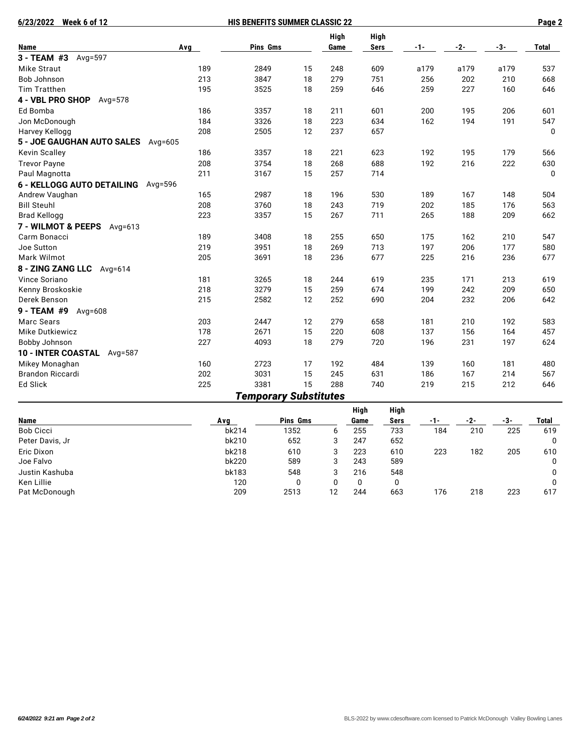**HIS BENEFITS SUMMER CLASSIC 22**

**6/23/2022 Week 6 of 12**

| Name | Avg | Pins | Gms | High Game | High Sers | -1- | -2- | -3- | Total |
|---|---|---|---|---|---|---|---|---|---|
| **3 - TEAM #3** Avg=597 | | | | | | | | | |
| Mike Straut | 189 | 2849 | 15 | 248 | 609 | a179 | a179 | a179 | 537 |
| Bob Johnson | 213 | 3847 | 18 | 279 | 751 | 256 | 202 | 210 | 668 |
| Tim Tratthen | 195 | 3525 | 18 | 259 | 646 | 259 | 227 | 160 | 646 |
| **4 - VBL PRO SHOP** Avg=578 | | | | | | | | | |
| Ed Bomba | 186 | 3357 | 18 | 211 | 601 | 200 | 195 | 206 | 601 |
| Jon McDonough | 184 | 3326 | 18 | 223 | 634 | 162 | 194 | 191 | 547 |
| Harvey Kellogg | 208 | 2505 | 12 | 237 | 657 | | | | 0 |
| **5 - JOE GAUGHAN AUTO SALES** Avg=605 | | | | | | | | | |
| Kevin Scalley | 186 | 3357 | 18 | 221 | 623 | 192 | 195 | 179 | 566 |
| Trevor Payne | 208 | 3754 | 18 | 268 | 688 | 192 | 216 | 222 | 630 |
| Paul Magnotta | 211 | 3167 | 15 | 257 | 714 | | | | 0 |
| **6 - KELLOGG AUTO DETAILING** Avg=596 | | | | | | | | | |
| Andrew Vaughan | 165 | 2987 | 18 | 196 | 530 | 189 | 167 | 148 | 504 |
| Bill Steuhl | 208 | 3760 | 18 | 243 | 719 | 202 | 185 | 176 | 563 |
| Brad Kellogg | 223 | 3357 | 15 | 267 | 711 | 265 | 188 | 209 | 662 |
| **7 - WILMOT & PEEPS** Avg=613 | | | | | | | | | |
| Carm Bonacci | 189 | 3408 | 18 | 255 | 650 | 175 | 162 | 210 | 547 |
| Joe Sutton | 219 | 3951 | 18 | 269 | 713 | 197 | 206 | 177 | 580 |
| Mark Wilmot | 205 | 3691 | 18 | 236 | 677 | 225 | 216 | 236 | 677 |
| **8 - ZING ZANG LLC** Avg=614 | | | | | | | | | |
| Vince Soriano | 181 | 3265 | 18 | 244 | 619 | 235 | 171 | 213 | 619 |
| Kenny Broskoskie | 218 | 3279 | 15 | 259 | 674 | 199 | 242 | 209 | 650 |
| Derek Benson | 215 | 2582 | 12 | 252 | 690 | 204 | 232 | 206 | 642 |
| **9 - TEAM #9** Avg=608 | | | | | | | | | |
| Marc Sears | 203 | 2447 | 12 | 279 | 658 | 181 | 210 | 192 | 583 |
| Mike Dutkiewicz | 178 | 2671 | 15 | 220 | 608 | 137 | 156 | 164 | 457 |
| Bobby Johnson | 227 | 4093 | 18 | 279 | 720 | 196 | 231 | 197 | 624 |
| **10 - INTER COASTAL** Avg=587 | | | | | | | | | |
| Mikey Monaghan | 160 | 2723 | 17 | 192 | 484 | 139 | 160 | 181 | 480 |
| Brandon Riccardi | 202 | 3031 | 15 | 245 | 631 | 186 | 167 | 214 | 567 |
| Ed Slick | 225 | 3381 | 15 | 288 | 740 | 219 | 215 | 212 | 646 |

## *Temporary Substitutes*

| Name | Avg | Pins | Gms | High Game | High Sers | -1- | -2- | -3- | Total |
|---|---|---|---|---|---|---|---|---|---|
| Bob Cicci | bk214 | 1352 | 6 | 255 | 733 | 184 | 210 | 225 | 619 |
| Peter Davis, Jr | bk210 | 652 | 3 | 247 | 652 | | | | 0 |
| Eric Dixon | bk218 | 610 | 3 | 223 | 610 | 223 | 182 | 205 | 610 |
| Joe Falvo | bk220 | 589 | 3 | 243 | 589 | | | | 0 |
| Justin Kashuba | bk183 | 548 | 3 | 216 | 548 | | | | 0 |
| Ken Lillie | 120 | 0 | 0 | 0 | 0 | | | | 0 |
| Pat McDonough | 209 | 2513 | 12 | 244 | 663 | 176 | 218 | 223 | 617 |

*6/24/2022 9:21 am*

BLS-2022 by www.cdesoftware.com licensed to Patrick McDonough Valley Bowling Lanes